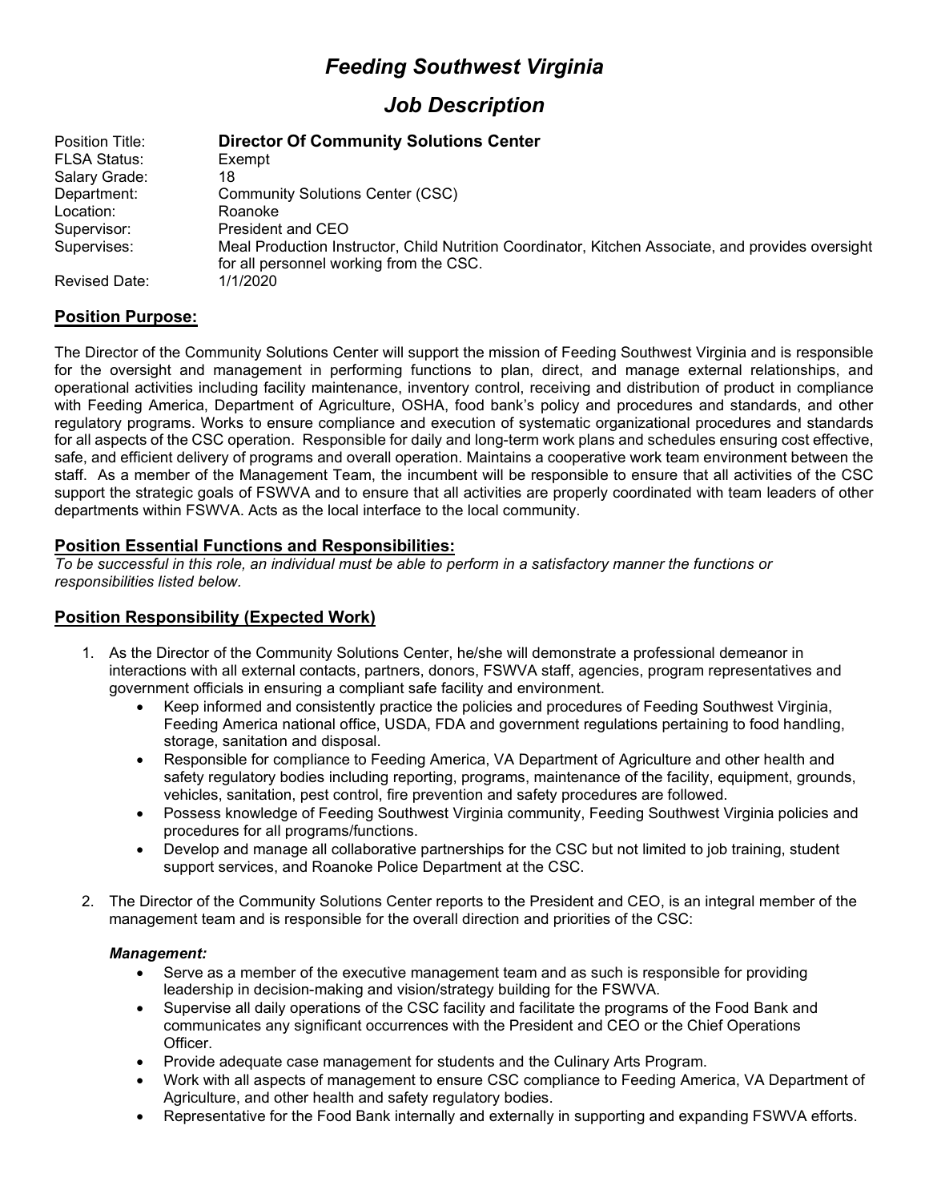# *Feeding Southwest Virginia*

## *Job Description*

| | |
|---|---|
| Position Title: | **Director Of Community Solutions Center** |
| FLSA Status: | Exempt |
| Salary Grade: | 18 |
| Department: | Community Solutions Center (CSC) |
| Location: | Roanoke |
| Supervisor: | President and CEO |
| Supervises: | Meal Production Instructor, Child Nutrition Coordinator, Kitchen Associate, and provides oversight for all personnel working from the CSC. |
| Revised Date: | 1/1/2020 |

## **Position Purpose:**

The Director of the Community Solutions Center will support the mission of Feeding Southwest Virginia and is responsible for the oversight and management in performing functions to plan, direct, and manage external relationships, and operational activities including facility maintenance, inventory control, receiving and distribution of product in compliance with Feeding America, Department of Agriculture, OSHA, food bank's policy and procedures and standards, and other regulatory programs. Works to ensure compliance and execution of systematic organizational procedures and standards for all aspects of the CSC operation. Responsible for daily and long-term work plans and schedules ensuring cost effective, safe, and efficient delivery of programs and overall operation. Maintains a cooperative work team environment between the staff. As a member of the Management Team, the incumbent will be responsible to ensure that all activities of the CSC support the strategic goals of FSWVA and to ensure that all activities are properly coordinated with team leaders of other departments within FSWVA. Acts as the local interface to the local community.

## **Position Essential Functions and Responsibilities:**

*To be successful in this role, an individual must be able to perform in a satisfactory manner the functions or responsibilities listed below.*

## **Position Responsibility (Expected Work)**

1. As the Director of the Community Solutions Center, he/she will demonstrate a professional demeanor in interactions with all external contacts, partners, donors, FSWVA staff, agencies, program representatives and government officials in ensuring a compliant safe facility and environment.
   - Keep informed and consistently practice the policies and procedures of Feeding Southwest Virginia, Feeding America national office, USDA, FDA and government regulations pertaining to food handling, storage, sanitation and disposal.
   - Responsible for compliance to Feeding America, VA Department of Agriculture and other health and safety regulatory bodies including reporting, programs, maintenance of the facility, equipment, grounds, vehicles, sanitation, pest control, fire prevention and safety procedures are followed.
   - Possess knowledge of Feeding Southwest Virginia community, Feeding Southwest Virginia policies and procedures for all programs/functions.
   - Develop and manage all collaborative partnerships for the CSC but not limited to job training, student support services, and Roanoke Police Department at the CSC.

2. The Director of the Community Solutions Center reports to the President and CEO, is an integral member of the management team and is responsible for the overall direction and priorities of the CSC:

   ***Management:***
   - Serve as a member of the executive management team and as such is responsible for providing leadership in decision-making and vision/strategy building for the FSWVA.
   - Supervise all daily operations of the CSC facility and facilitate the programs of the Food Bank and communicates any significant occurrences with the President and CEO or the Chief Operations Officer.
   - Provide adequate case management for students and the Culinary Arts Program.
   - Work with all aspects of management to ensure CSC compliance to Feeding America, VA Department of Agriculture, and other health and safety regulatory bodies.
   - Representative for the Food Bank internally and externally in supporting and expanding FSWVA efforts.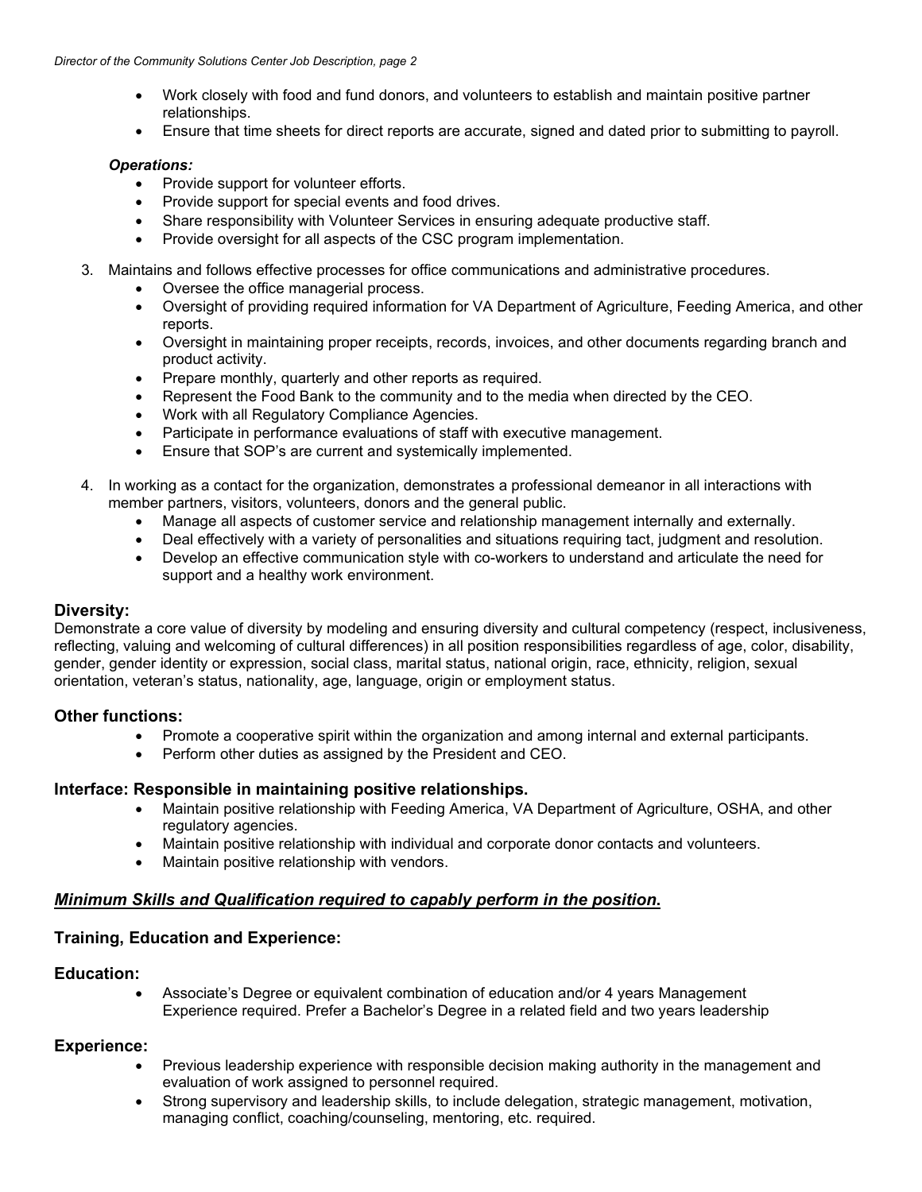- Work closely with food and fund donors, and volunteers to establish and maintain positive partner relationships.
- Ensure that time sheets for direct reports are accurate, signed and dated prior to submitting to payroll.

***Operations:***

- Provide support for volunteer efforts.
- Provide support for special events and food drives.
- Share responsibility with Volunteer Services in ensuring adequate productive staff.
- Provide oversight for all aspects of the CSC program implementation.

3. Maintains and follows effective processes for office communications and administrative procedures.
   - Oversee the office managerial process.
   - Oversight of providing required information for VA Department of Agriculture, Feeding America, and other reports.
   - Oversight in maintaining proper receipts, records, invoices, and other documents regarding branch and product activity.
   - Prepare monthly, quarterly and other reports as required.
   - Represent the Food Bank to the community and to the media when directed by the CEO.
   - Work with all Regulatory Compliance Agencies.
   - Participate in performance evaluations of staff with executive management.
   - Ensure that SOP's are current and systemically implemented.

4. In working as a contact for the organization, demonstrates a professional demeanor in all interactions with member partners, visitors, volunteers, donors and the general public.
   - Manage all aspects of customer service and relationship management internally and externally.
   - Deal effectively with a variety of personalities and situations requiring tact, judgment and resolution.
   - Develop an effective communication style with co-workers to understand and articulate the need for support and a healthy work environment.

## Diversity:

Demonstrate a core value of diversity by modeling and ensuring diversity and cultural competency (respect, inclusiveness, reflecting, valuing and welcoming of cultural differences) in all position responsibilities regardless of age, color, disability, gender, gender identity or expression, social class, marital status, national origin, race, ethnicity, religion, sexual orientation, veteran's status, nationality, age, language, origin or employment status.

## Other functions:

- Promote a cooperative spirit within the organization and among internal and external participants.
- Perform other duties as assigned by the President and CEO.

## Interface: Responsible in maintaining positive relationships.

- Maintain positive relationship with Feeding America, VA Department of Agriculture, OSHA, and other regulatory agencies.
- Maintain positive relationship with individual and corporate donor contacts and volunteers.
- Maintain positive relationship with vendors.

## ***Minimum Skills and Qualification required to capably perform in the position.***

## Training, Education and Experience:

## Education:

- Associate's Degree or equivalent combination of education and/or 4 years Management Experience required. Prefer a Bachelor's Degree in a related field and two years leadership

## Experience:

- Previous leadership experience with responsible decision making authority in the management and evaluation of work assigned to personnel required.
- Strong supervisory and leadership skills, to include delegation, strategic management, motivation, managing conflict, coaching/counseling, mentoring, etc. required.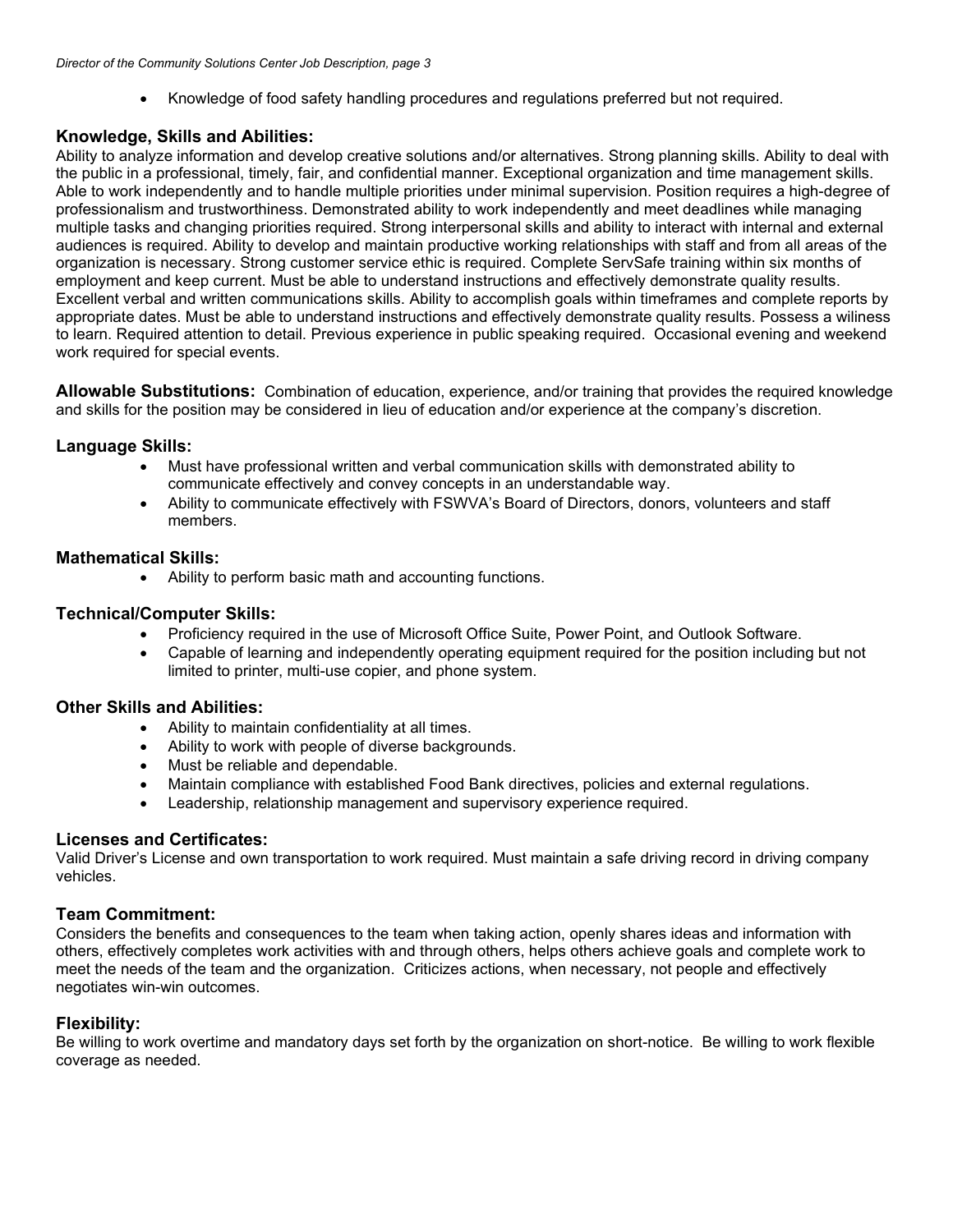- Knowledge of food safety handling procedures and regulations preferred but not required.

### Knowledge, Skills and Abilities:

Ability to analyze information and develop creative solutions and/or alternatives. Strong planning skills. Ability to deal with the public in a professional, timely, fair, and confidential manner. Exceptional organization and time management skills. Able to work independently and to handle multiple priorities under minimal supervision. Position requires a high-degree of professionalism and trustworthiness. Demonstrated ability to work independently and meet deadlines while managing multiple tasks and changing priorities required. Strong interpersonal skills and ability to interact with internal and external audiences is required. Ability to develop and maintain productive working relationships with staff and from all areas of the organization is necessary. Strong customer service ethic is required. Complete ServSafe training within six months of employment and keep current. Must be able to understand instructions and effectively demonstrate quality results. Excellent verbal and written communications skills. Ability to accomplish goals within timeframes and complete reports by appropriate dates. Must be able to understand instructions and effectively demonstrate quality results. Possess a wiliness to learn. Required attention to detail. Previous experience in public speaking required. Occasional evening and weekend work required for special events.

**Allowable Substitutions:** Combination of education, experience, and/or training that provides the required knowledge and skills for the position may be considered in lieu of education and/or experience at the company's discretion.

### Language Skills:

- Must have professional written and verbal communication skills with demonstrated ability to communicate effectively and convey concepts in an understandable way.
- Ability to communicate effectively with FSWVA's Board of Directors, donors, volunteers and staff members.

### Mathematical Skills:

- Ability to perform basic math and accounting functions.

### Technical/Computer Skills:

- Proficiency required in the use of Microsoft Office Suite, Power Point, and Outlook Software.
- Capable of learning and independently operating equipment required for the position including but not limited to printer, multi-use copier, and phone system.

### Other Skills and Abilities:

- Ability to maintain confidentiality at all times.
- Ability to work with people of diverse backgrounds.
- Must be reliable and dependable.
- Maintain compliance with established Food Bank directives, policies and external regulations.
- Leadership, relationship management and supervisory experience required.

### Licenses and Certificates:

Valid Driver's License and own transportation to work required. Must maintain a safe driving record in driving company vehicles.

### Team Commitment:

Considers the benefits and consequences to the team when taking action, openly shares ideas and information with others, effectively completes work activities with and through others, helps others achieve goals and complete work to meet the needs of the team and the organization. Criticizes actions, when necessary, not people and effectively negotiates win-win outcomes.

### Flexibility:

Be willing to work overtime and mandatory days set forth by the organization on short-notice. Be willing to work flexible coverage as needed.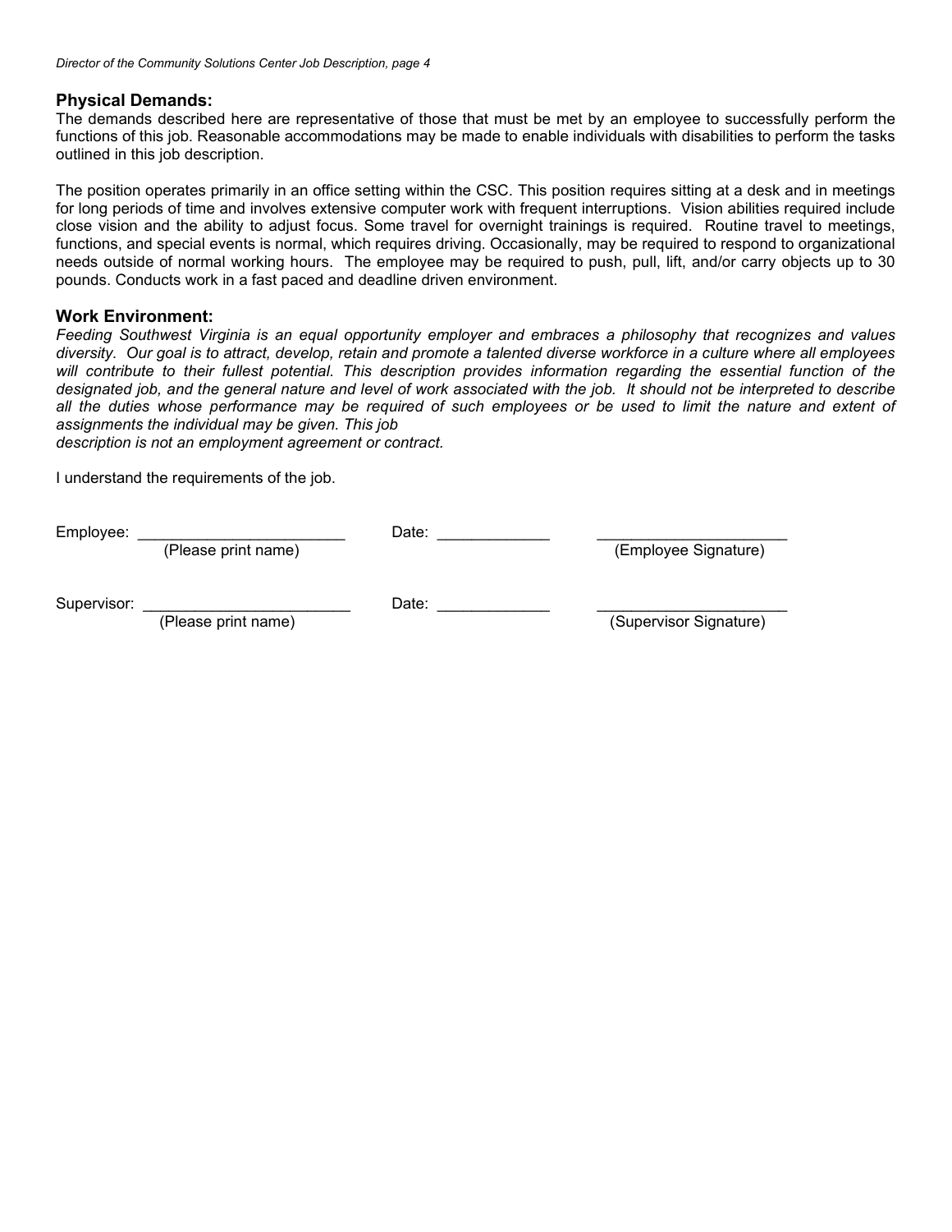## Physical Demands:

The demands described here are representative of those that must be met by an employee to successfully perform the functions of this job. Reasonable accommodations may be made to enable individuals with disabilities to perform the tasks outlined in this job description.

The position operates primarily in an office setting within the CSC. This position requires sitting at a desk and in meetings for long periods of time and involves extensive computer work with frequent interruptions. Vision abilities required include close vision and the ability to adjust focus. Some travel for overnight trainings is required. Routine travel to meetings, functions, and special events is normal, which requires driving. Occasionally, may be required to respond to organizational needs outside of normal working hours. The employee may be required to push, pull, lift, and/or carry objects up to 30 pounds. Conducts work in a fast paced and deadline driven environment.

## Work Environment:

*Feeding Southwest Virginia is an equal opportunity employer and embraces a philosophy that recognizes and values diversity. Our goal is to attract, develop, retain and promote a talented diverse workforce in a culture where all employees will contribute to their fullest potential. This description provides information regarding the essential function of the designated job, and the general nature and level of work associated with the job. It should not be interpreted to describe all the duties whose performance may be required of such employees or be used to limit the nature and extent of assignments the individual may be given. This job description is not an employment agreement or contract.*

I understand the requirements of the job.

Employee: ________________________ Date: _____________ ______________________

(Please print name) (Employee Signature)

Supervisor: ________________________ Date: _____________ ______________________

(Please print name) (Supervisor Signature)